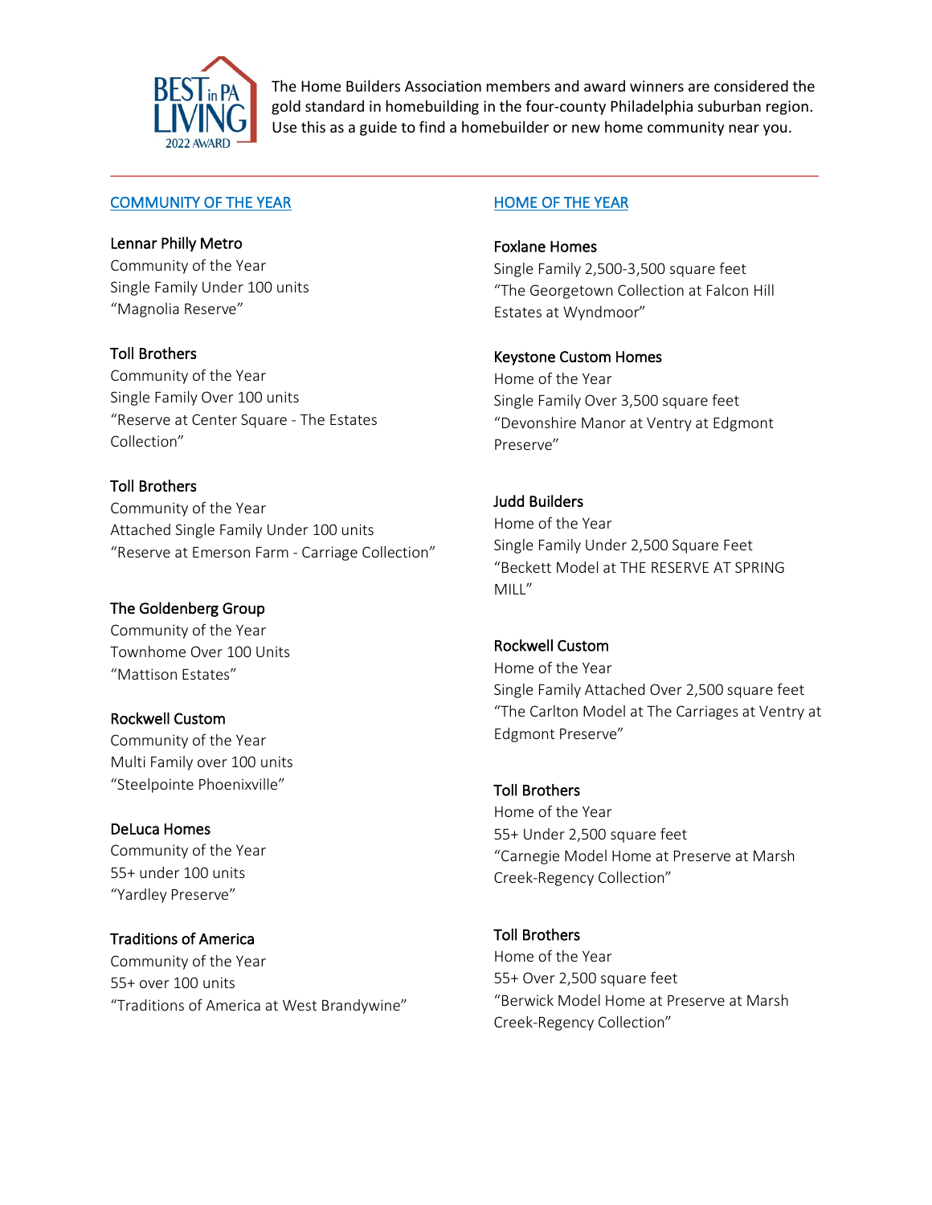The Home Builders Association members and award winners are considered the gold standard in homebuilding in the four-county Philadelphia suburban region. Use this as a guide to find a homebuilder or new home community near you.

---

## COMMUNITY OF THE YEAR

**Lennar Philly Metro**
Community of the Year
Single Family Under 100 units
"Magnolia Reserve"

**Toll Brothers**
Community of the Year
Single Family Over 100 units
"Reserve at Center Square - The Estates Collection"

**Toll Brothers**
Community of the Year
Attached Single Family Under 100 units
"Reserve at Emerson Farm - Carriage Collection"

**The Goldenberg Group**
Community of the Year
Townhome Over 100 Units
"Mattison Estates"

**Rockwell Custom**
Community of the Year
Multi Family over 100 units
"Steelpointe Phoenixville"

**DeLuca Homes**
Community of the Year
55+ under 100 units
"Yardley Preserve"

**Traditions of America**
Community of the Year
55+ over 100 units
"Traditions of America at West Brandywine"

## HOME OF THE YEAR

**Foxlane Homes**
Single Family 2,500-3,500 square feet
"The Georgetown Collection at Falcon Hill Estates at Wyndmoor"

**Keystone Custom Homes**
Home of the Year
Single Family Over 3,500 square feet
"Devonshire Manor at Ventry at Edgmont Preserve"

**Judd Builders**
Home of the Year
Single Family Under 2,500 Square Feet
"Beckett Model at THE RESERVE AT SPRING MILL"

**Rockwell Custom**
Home of the Year
Single Family Attached Over 2,500 square feet
"The Carlton Model at The Carriages at Ventry at Edgmont Preserve"

**Toll Brothers**
Home of the Year
55+ Under 2,500 square feet
"Carnegie Model Home at Preserve at Marsh Creek-Regency Collection"

**Toll Brothers**
Home of the Year
55+ Over 2,500 square feet
"Berwick Model Home at Preserve at Marsh Creek-Regency Collection"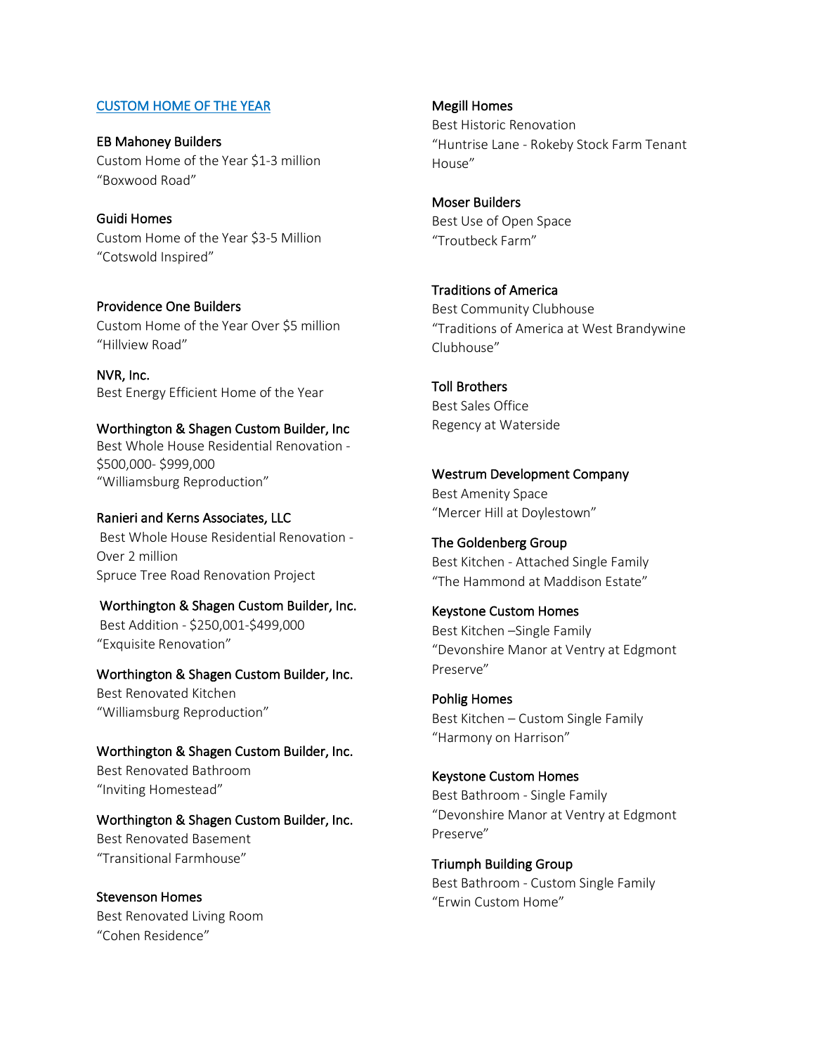[CUSTOM HOME OF THE YEAR]

EB Mahoney Builders
Custom Home of the Year $1-3 million
"Boxwood Road"

Guidi Homes
Custom Home of the Year $3-5 Million
"Cotswold Inspired"

Providence One Builders
Custom Home of the Year Over $5 million
"Hillview Road"

NVR, Inc.
Best Energy Efficient Home of the Year

Worthington & Shagen Custom Builder, Inc
Best Whole House Residential Renovation - $500,000- $999,000
"Williamsburg Reproduction"

Ranieri and Kerns Associates, LLC
Best Whole House Residential Renovation - Over 2 million
Spruce Tree Road Renovation Project

Worthington & Shagen Custom Builder, Inc.
Best Addition - $250,001-$499,000
"Exquisite Renovation"

Worthington & Shagen Custom Builder, Inc.
Best Renovated Kitchen
"Williamsburg Reproduction"

Worthington & Shagen Custom Builder, Inc.
Best Renovated Bathroom
"Inviting Homestead"

Worthington & Shagen Custom Builder, Inc.
Best Renovated Basement
"Transitional Farmhouse"

Stevenson Homes
Best Renovated Living Room
"Cohen Residence"

Megill Homes
Best Historic Renovation
"Huntrise Lane - Rokeby Stock Farm Tenant House"

Moser Builders
Best Use of Open Space
"Troutbeck Farm"

Traditions of America
Best Community Clubhouse
"Traditions of America at West Brandywine Clubhouse"

Toll Brothers
Best Sales Office
Regency at Waterside

Westrum Development Company
Best Amenity Space
"Mercer Hill at Doylestown"

The Goldenberg Group
Best Kitchen - Attached Single Family
"The Hammond at Maddison Estate"

Keystone Custom Homes
Best Kitchen –Single Family
"Devonshire Manor at Ventry at Edgmont Preserve"

Pohlig Homes
Best Kitchen – Custom Single Family
"Harmony on Harrison"

Keystone Custom Homes
Best Bathroom - Single Family
"Devonshire Manor at Ventry at Edgmont Preserve"

Triumph Building Group
Best Bathroom - Custom Single Family
"Erwin Custom Home"